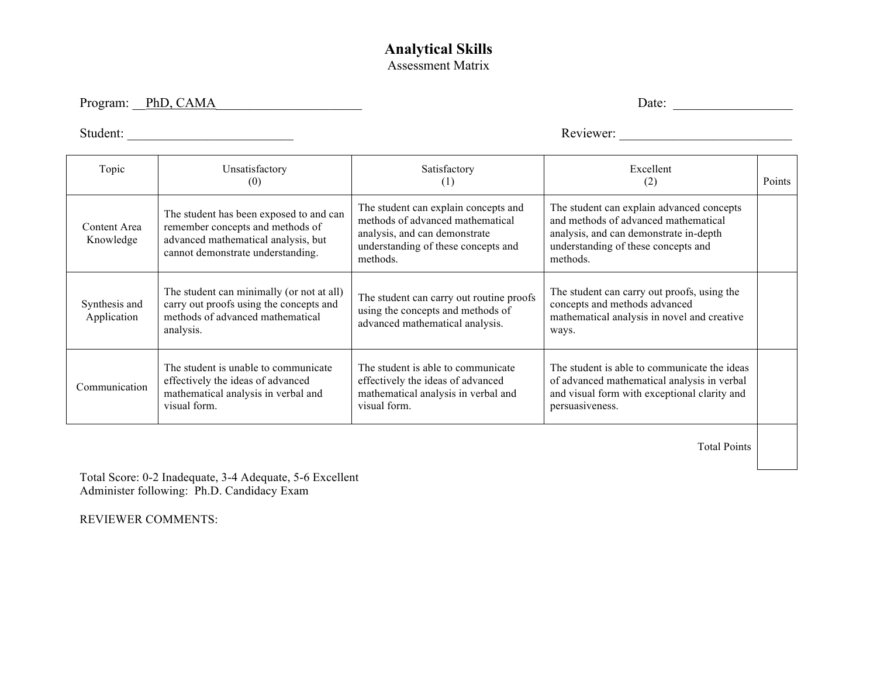# Analytical Skills

Assessment Matrix

Program: PhD, CAMA Date: ____________

Student: ____________ Reviewer: ____________

| Topic | Unsatisfactory (0) | Satisfactory (1) | Excellent (2) | Points |
|---|---|---|---|---|
| Content Area Knowledge | The student has been exposed to and can remember concepts and methods of advanced mathematical analysis, but cannot demonstrate understanding. | The student can explain concepts and methods of advanced mathematical analysis, and can demonstrate understanding of these concepts and methods. | The student can explain advanced concepts and methods of advanced mathematical analysis, and can demonstrate in-depth understanding of these concepts and methods. | |
| Synthesis and Application | The student can minimally (or not at all) carry out proofs using the concepts and methods of advanced mathematical analysis. | The student can carry out routine proofs using the concepts and methods of advanced mathematical analysis. | The student can carry out proofs, using the concepts and methods advanced mathematical analysis in novel and creative ways. | |
| Communication | The student is unable to communicate effectively the ideas of advanced mathematical analysis in verbal and visual form. | The student is able to communicate effectively the ideas of advanced mathematical analysis in verbal and visual form. | The student is able to communicate the ideas of advanced mathematical analysis in verbal and visual form with exceptional clarity and persuasiveness. | |
| | | | Total Points | |

Total Score: 0-2 Inadequate, 3-4 Adequate, 5-6 Excellent
Administer following: Ph.D. Candidacy Exam

REVIEWER COMMENTS: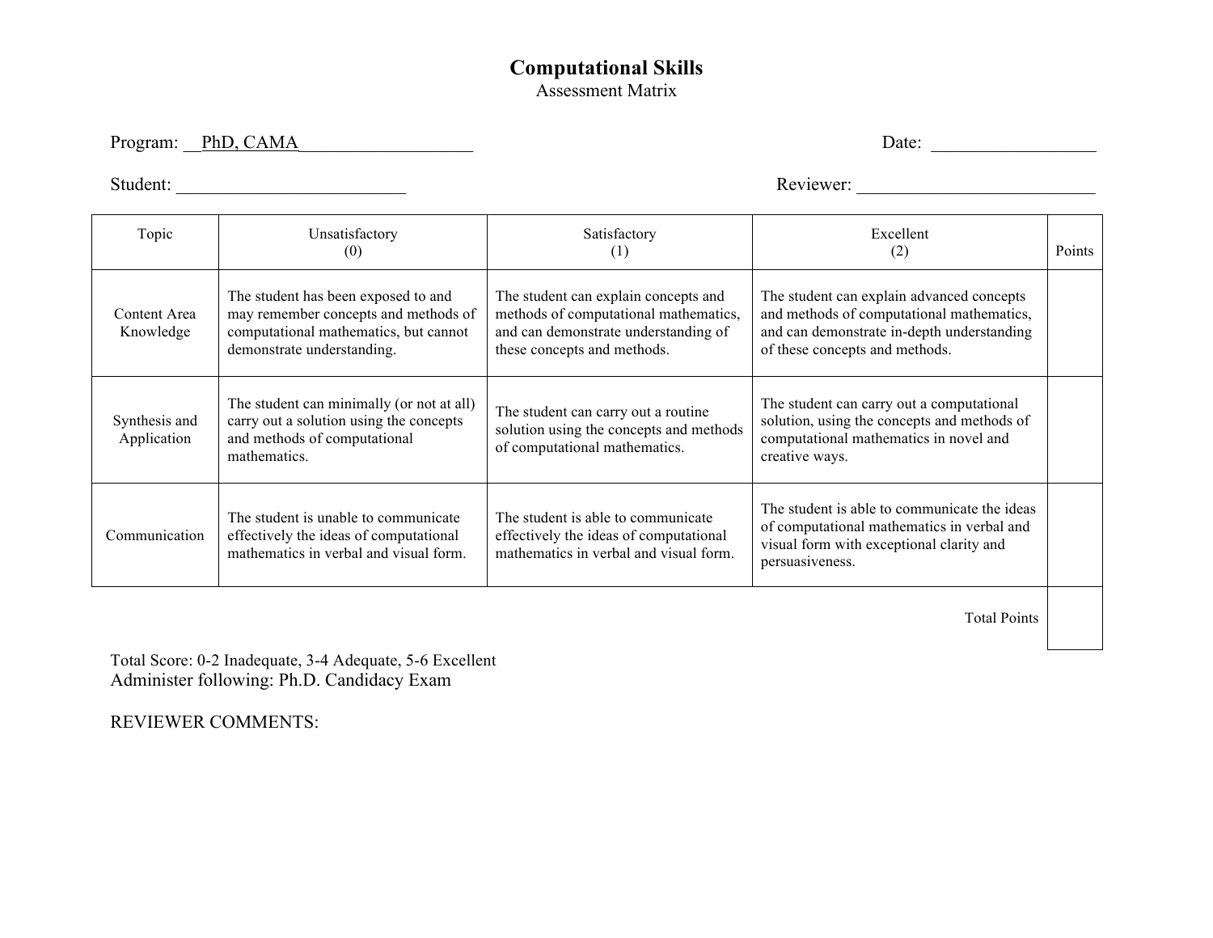# Computational Skills

Assessment Matrix

Program: PhD, CAMA Date: ____________

Student: ____________ Reviewer: ____________

| Topic | Unsatisfactory (0) | Satisfactory (1) | Excellent (2) | Points |
|---|---|---|---|---|
| Content Area Knowledge | The student has been exposed to and may remember concepts and methods of computational mathematics, but cannot demonstrate understanding. | The student can explain concepts and methods of computational mathematics, and can demonstrate understanding of these concepts and methods. | The student can explain advanced concepts and methods of computational mathematics, and can demonstrate in-depth understanding of these concepts and methods. | |
| Synthesis and Application | The student can minimally (or not at all) carry out a solution using the concepts and methods of computational mathematics. | The student can carry out a routine solution using the concepts and methods of computational mathematics. | The student can carry out a computational solution, using the concepts and methods of computational mathematics in novel and creative ways. | |
| Communication | The student is unable to communicate effectively the ideas of computational mathematics in verbal and visual form. | The student is able to communicate effectively the ideas of computational mathematics in verbal and visual form. | The student is able to communicate the ideas of computational mathematics in verbal and visual form with exceptional clarity and persuasiveness. | |
| | | | Total Points | |

Total Score: 0-2 Inadequate, 3-4 Adequate, 5-6 Excellent

Administer following: Ph.D. Candidacy Exam

REVIEWER COMMENTS: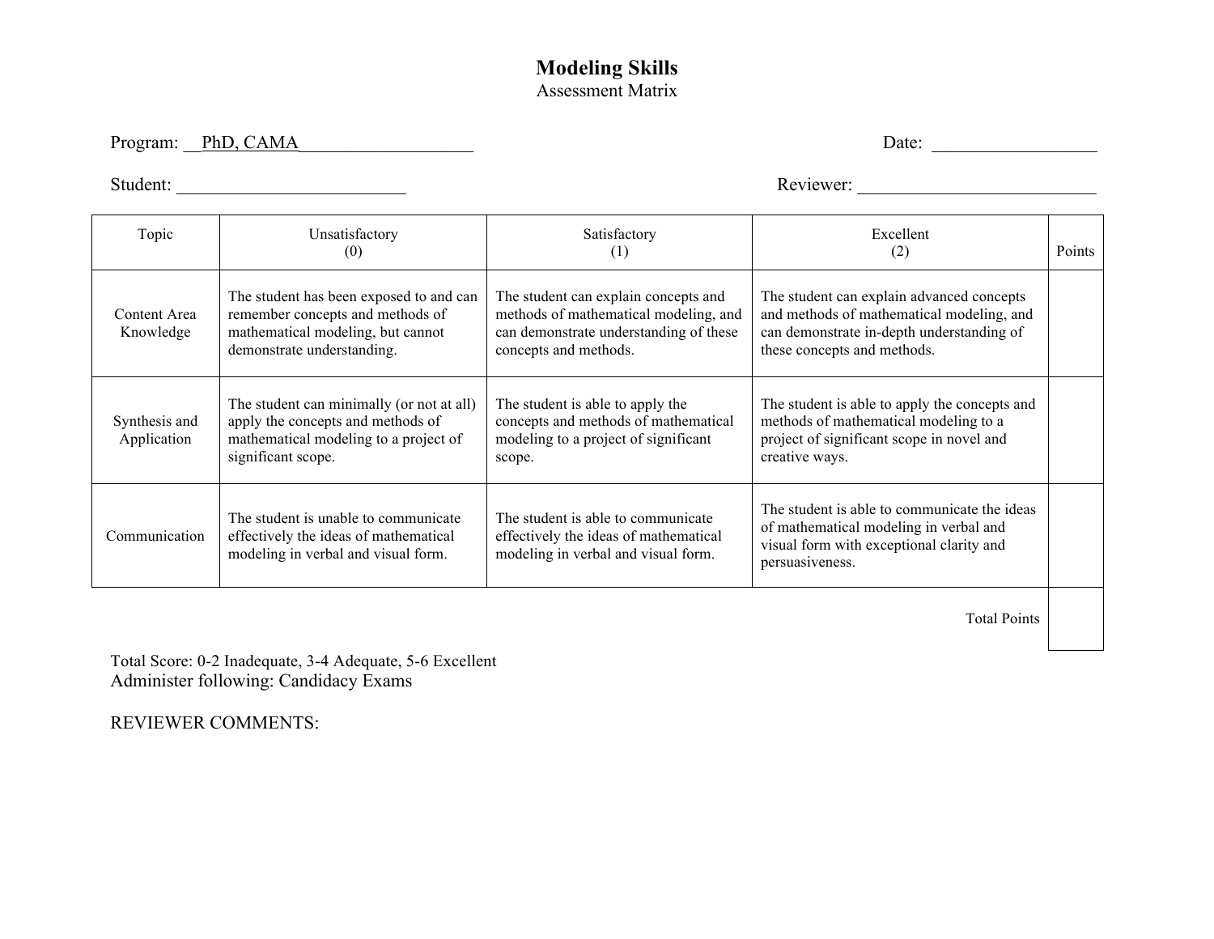# Modeling Skills

Assessment Matrix

Program: __PhD, CAMA___________________ Date: __________________

Student: _________________________ Reviewer: __________________________

| Topic | Unsatisfactory (0) | Satisfactory (1) | Excellent (2) | Points |
|---|---|---|---|---|
| Content Area Knowledge | The student has been exposed to and can remember concepts and methods of mathematical modeling, but cannot demonstrate understanding. | The student can explain concepts and methods of mathematical modeling, and can demonstrate understanding of these concepts and methods. | The student can explain advanced concepts and methods of mathematical modeling, and can demonstrate in-depth understanding of these concepts and methods. | |
| Synthesis and Application | The student can minimally (or not at all) apply the concepts and methods of mathematical modeling to a project of significant scope. | The student is able to apply the concepts and methods of mathematical modeling to a project of significant scope. | The student is able to apply the concepts and methods of mathematical modeling to a project of significant scope in novel and creative ways. | |
| Communication | The student is unable to communicate effectively the ideas of mathematical modeling in verbal and visual form. | The student is able to communicate effectively the ideas of mathematical modeling in verbal and visual form. | The student is able to communicate the ideas of mathematical modeling in verbal and visual form with exceptional clarity and persuasiveness. | |
| | | | Total Points | |

Total Score: 0-2 Inadequate, 3-4 Adequate, 5-6 Excellent

Administer following: Candidacy Exams

REVIEWER COMMENTS: